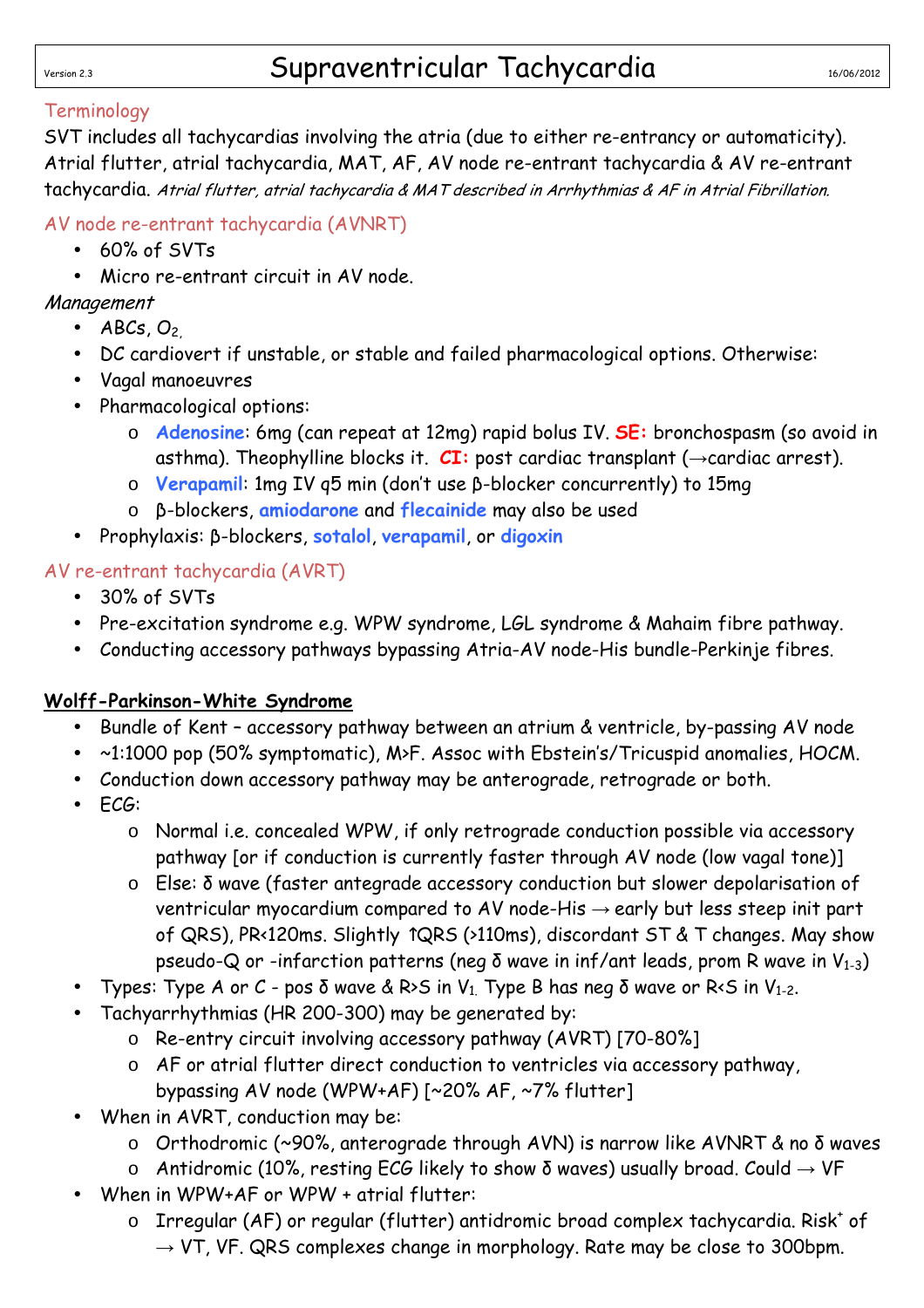# Supraventricular Tachycardia

## Terminology

SVT includes all tachycardias involving the atria (due to either re-entrancy or automaticity). Atrial flutter, atrial tachycardia, MAT, AF, AV node re-entrant tachycardia & AV re-entrant tachycardia. *Atrial flutter, atrial tachycardia & MAT described in Arrhythmias & AF in Atrial Fibrillation.*

## AV node re-entrant tachycardia (AVNRT)

- 60% of SVTs
- Micro re-entrant circuit in AV node.

*Management*

- ABCs, $O_2$,
- DC cardiovert if unstable, or stable and failed pharmacological options. Otherwise:
- Vagal manoeuvres
- Pharmacological options:
    - **Adenosine**: 6mg (can repeat at 12mg) rapid bolus IV. **SE:** bronchospasm (so avoid in asthma). Theophylline blocks it. **CI:** post cardiac transplant (→cardiac arrest).
    - **Verapamil**: 1mg IV q5 min (don't use β-blocker concurrently) to 15mg
    - β-blockers, **amiodarone** and **flecainide** may also be used
- Prophylaxis: β-blockers, **sotalol**, **verapamil**, or **digoxin**

## AV re-entrant tachycardia (AVRT)

- 30% of SVTs
- Pre-excitation syndrome e.g. WPW syndrome, LGL syndrome & Mahaim fibre pathway.
- Conducting accessory pathways bypassing Atria-AV node-His bundle-Perkinje fibres.

### Wolff-Parkinson-White Syndrome

- Bundle of Kent – accessory pathway between an atrium & ventricle, by-passing AV node
- ~1:1000 pop (50% symptomatic), M>F. Assoc with Ebstein's/Tricuspid anomalies, HOCM.
- Conduction down accessory pathway may be anterograde, retrograde or both.
- ECG:
    - Normal i.e. concealed WPW, if only retrograde conduction possible via accessory pathway [or if conduction is currently faster through AV node (low vagal tone)]
    - Else: δ wave (faster antegrade accessory conduction but slower depolarisation of ventricular myocardium compared to AV node-His → early but less steep init part of QRS), PR<120ms. Slightly ↑QRS (>110ms), discordant ST & T changes. May show pseudo-Q or -infarction patterns (neg δ wave in inf/ant leads, prom R wave in $V_{1-3}$)
- Types: Type A or C - pos δ wave & R>S in $V_1$. Type B has neg δ wave or R<S in $V_{1-2}$.
- Tachyarrhythmias (HR 200-300) may be generated by:
    - Re-entry circuit involving accessory pathway (AVRT) [70-80%]
    - AF or atrial flutter direct conduction to ventricles via accessory pathway, bypassing AV node (WPW+AF) [~20% AF, ~7% flutter]
- When in AVRT, conduction may be:
    - Orthodromic (~90%, anterograde through AVN) is narrow like AVNRT & no δ waves
    - Antidromic (10%, resting ECG likely to show δ waves) usually broad. Could → VF
- When in WPW+AF or WPW + atrial flutter:
    - Irregular (AF) or regular (flutter) antidromic broad complex tachycardia. Risk$^+$ of → VT, VF. QRS complexes change in morphology. Rate may be close to 300bpm.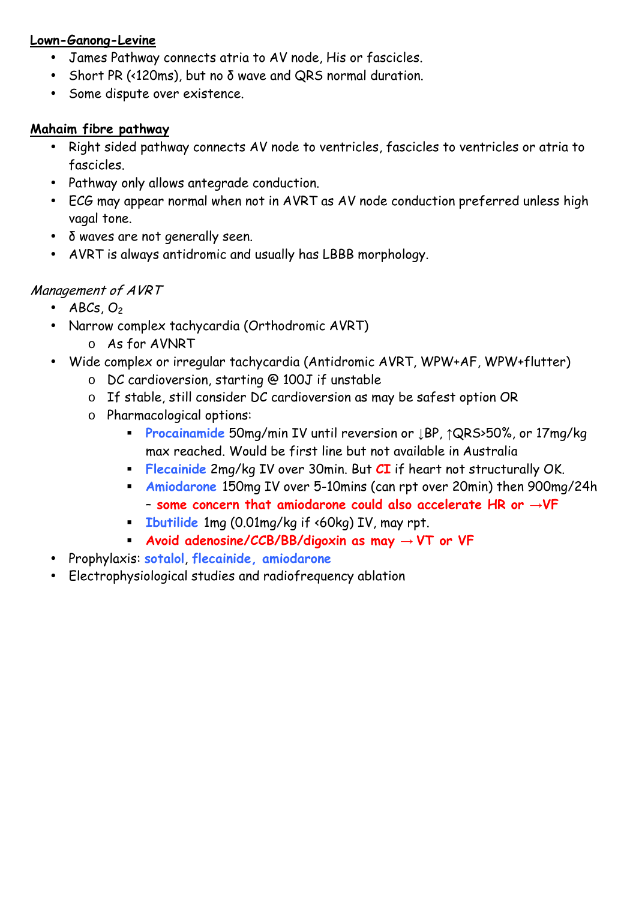**Lown-Ganong-Levine**

- James Pathway connects atria to AV node, His or fascicles.
- Short PR (<120ms), but no δ wave and QRS normal duration.
- Some dispute over existence.

**Mahaim fibre pathway**

- Right sided pathway connects AV node to ventricles, fascicles to ventricles or atria to fascicles.
- Pathway only allows antegrade conduction.
- ECG may appear normal when not in AVRT as AV node conduction preferred unless high vagal tone.
- δ waves are not generally seen.
- AVRT is always antidromic and usually has LBBB morphology.

*Management of AVRT*

- ABCs, $O_2$
- Narrow complex tachycardia (Orthodromic AVRT)
  - As for AVNRT
- Wide complex or irregular tachycardia (Antidromic AVRT, WPW+AF, WPW+flutter)
  - DC cardioversion, starting @ 100J if unstable
  - If stable, still consider DC cardioversion as may be safest option OR
  - Pharmacological options:
    - **Procainamide** 50mg/min IV until reversion or ↓BP, ↑QRS>50%, or 17mg/kg max reached. Would be first line but not available in Australia
    - **Flecainide** 2mg/kg IV over 30min. But **CI** if heart not structurally OK.
    - **Amiodarone** 150mg IV over 5-10mins (can rpt over 20min) then 900mg/24h – **some concern that amiodarone could also accelerate HR or →VF**
    - **Ibutilide** 1mg (0.01mg/kg if <60kg) IV, may rpt.
    - **Avoid adenosine/CCB/BB/digoxin as may → VT or VF**
- Prophylaxis: **sotalol**, **flecainide**, **amiodarone**
- Electrophysiological studies and radiofrequency ablation